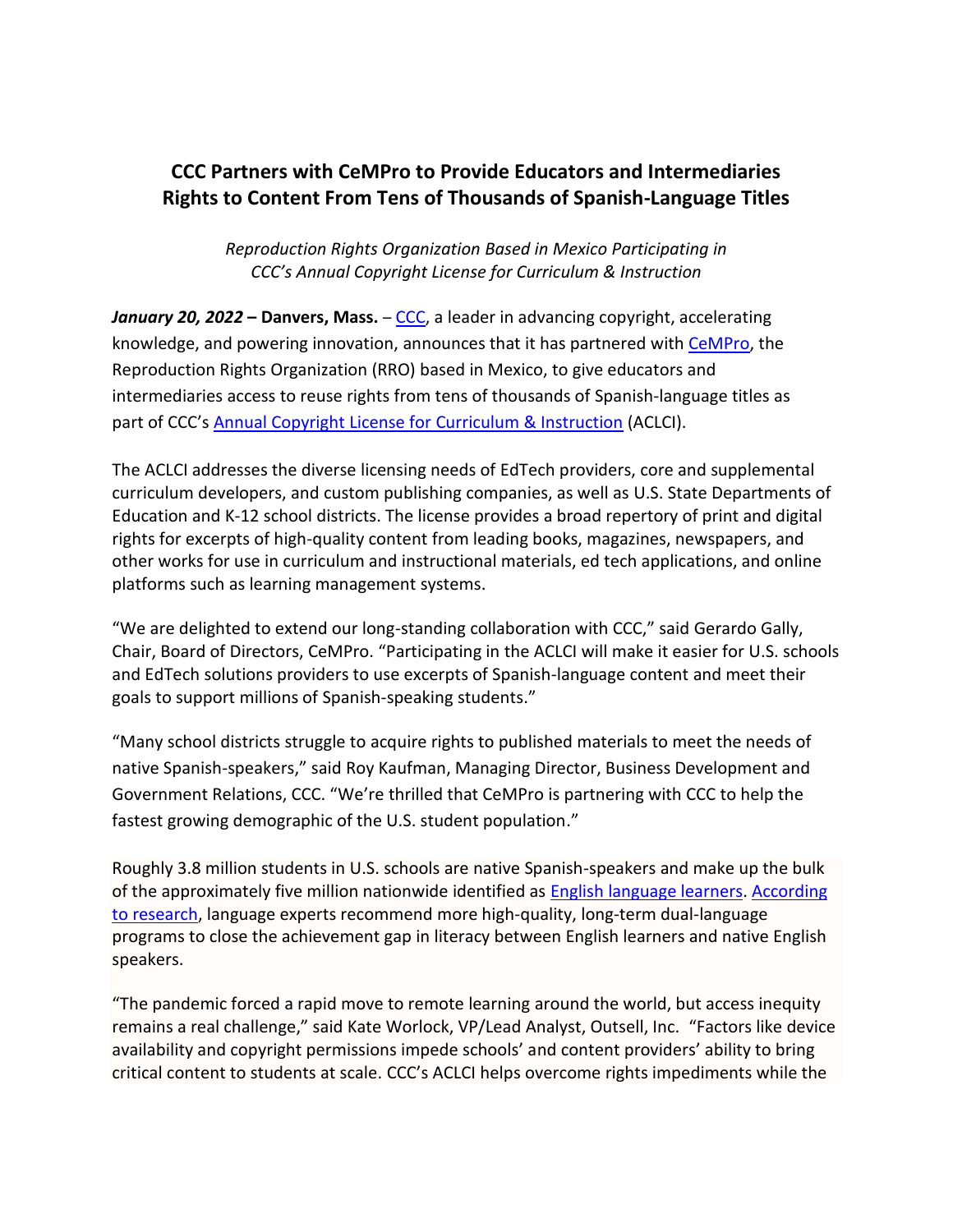# CCC Partners with CeMPro to Provide Educators and Intermediaries Rights to Content From Tens of Thousands of Spanish-Language Titles

*Reproduction Rights Organization Based in Mexico Participating in CCC's Annual Copyright License for Curriculum & Instruction*

***January 20, 2022* – Danvers, Mass.** – CCC, a leader in advancing copyright, accelerating knowledge, and powering innovation, announces that it has partnered with CeMPro, the Reproduction Rights Organization (RRO) based in Mexico, to give educators and intermediaries access to reuse rights from tens of thousands of Spanish-language titles as part of CCC's Annual Copyright License for Curriculum & Instruction (ACLCI).

The ACLCI addresses the diverse licensing needs of EdTech providers, core and supplemental curriculum developers, and custom publishing companies, as well as U.S. State Departments of Education and K-12 school districts. The license provides a broad repertory of print and digital rights for excerpts of high-quality content from leading books, magazines, newspapers, and other works for use in curriculum and instructional materials, ed tech applications, and online platforms such as learning management systems.

"We are delighted to extend our long-standing collaboration with CCC," said Gerardo Gally, Chair, Board of Directors, CeMPro. "Participating in the ACLCI will make it easier for U.S. schools and EdTech solutions providers to use excerpts of Spanish-language content and meet their goals to support millions of Spanish-speaking students."

"Many school districts struggle to acquire rights to published materials to meet the needs of native Spanish-speakers," said Roy Kaufman, Managing Director, Business Development and Government Relations, CCC. "We're thrilled that CeMPro is partnering with CCC to help the fastest growing demographic of the U.S. student population."

Roughly 3.8 million students in U.S. schools are native Spanish-speakers and make up the bulk of the approximately five million nationwide identified as English language learners. According to research, language experts recommend more high-quality, long-term dual-language programs to close the achievement gap in literacy between English learners and native English speakers.

"The pandemic forced a rapid move to remote learning around the world, but access inequity remains a real challenge," said Kate Worlock, VP/Lead Analyst, Outsell, Inc. "Factors like device availability and copyright permissions impede schools' and content providers' ability to bring critical content to students at scale. CCC's ACLCI helps overcome rights impediments while the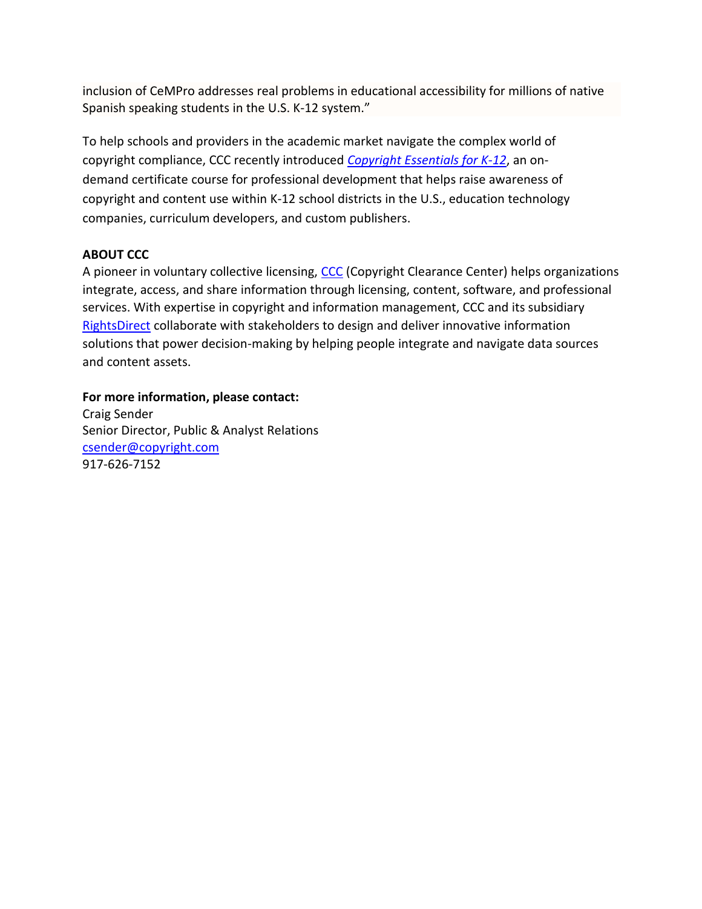inclusion of CeMPro addresses real problems in educational accessibility for millions of native Spanish speaking students in the U.S. K-12 system."

To help schools and providers in the academic market navigate the complex world of copyright compliance, CCC recently introduced *Copyright Essentials for K-12*, an on-demand certificate course for professional development that helps raise awareness of copyright and content use within K-12 school districts in the U.S., education technology companies, curriculum developers, and custom publishers.

**ABOUT CCC**

A pioneer in voluntary collective licensing, CCC (Copyright Clearance Center) helps organizations integrate, access, and share information through licensing, content, software, and professional services. With expertise in copyright and information management, CCC and its subsidiary RightsDirect collaborate with stakeholders to design and deliver innovative information solutions that power decision-making by helping people integrate and navigate data sources and content assets.

**For more information, please contact:**

Craig Sender
Senior Director, Public & Analyst Relations
csender@copyright.com
917-626-7152